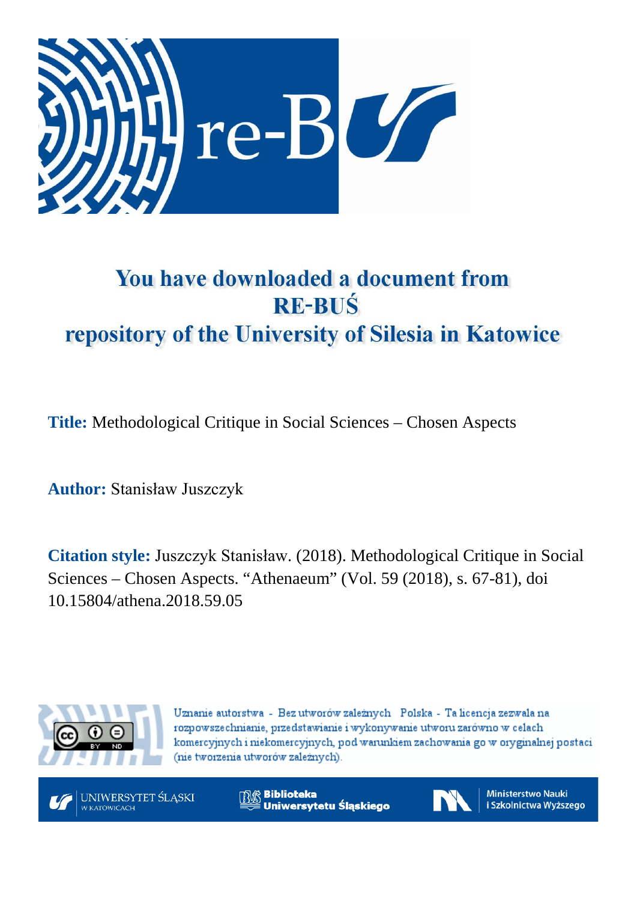# You have downloaded a document from RE-BUŚ repository of the University of Silesia in Katowice

**Title:** Methodological Critique in Social Sciences – Chosen Aspects

**Author:** Stanisław Juszczyk

**Citation style:** Juszczyk Stanisław. (2018). Methodological Critique in Social Sciences – Chosen Aspects. "Athenaeum" (Vol. 59 (2018), s. 67-81), doi 10.15804/athena.2018.59.05

Uznanie autorstwa - Bez utworów zależnych Polska - Ta licencja zezwala na rozpowszechnianie, przedstawianie i wykonywanie utworu zarówno w celach komercyjnych i niekomercyjnych, pod warunkiem zachowania go w oryginalnej postaci (nie tworzenia utworów zależnych).

UNIWERSYTET ŚLĄSKI W KATOWICACH

Biblioteka Uniwersytetu Śląskiego

Ministerstwo Nauki i Szkolnictwa Wyższego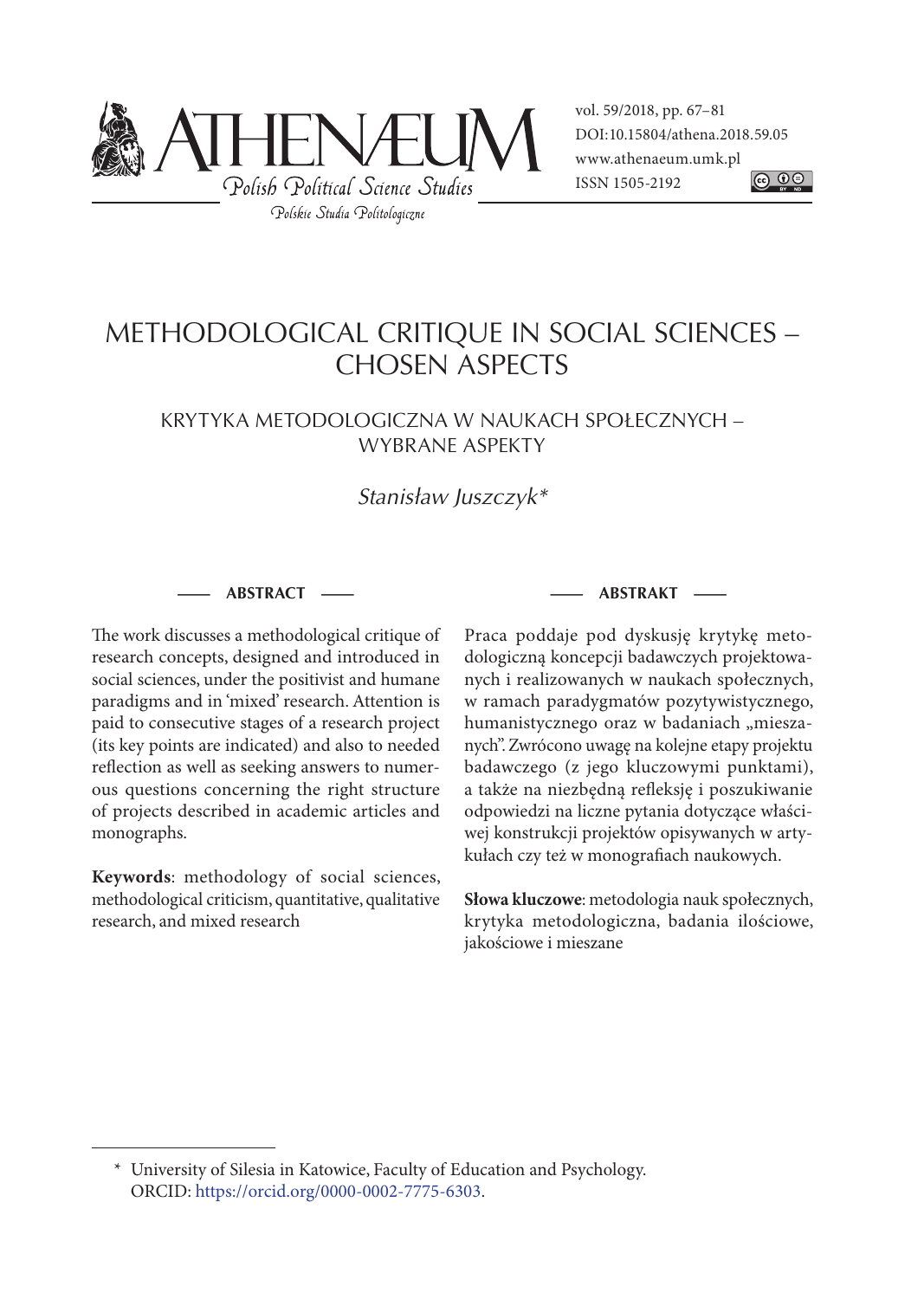# METHODOLOGICAL CRITIQUE IN SOCIAL SCIENCES – CHOSEN ASPECTS

## KRYTYKA METODOLOGICZNA W NAUKACH SPOŁECZNYCH – WYBRANE ASPEKTY

*Stanisław Juszczyk\**

**ABSTRACT**

The work discusses a methodological critique of research concepts, designed and introduced in social sciences, under the positivist and humane paradigms and in 'mixed' research. Attention is paid to consecutive stages of a research project (its key points are indicated) and also to needed reflection as well as seeking answers to numerous questions concerning the right structure of projects described in academic articles and monographs.

**Keywords**: methodology of social sciences, methodological criticism, quantitative, qualitative research, and mixed research

**ABSTRAKT**

Praca poddaje pod dyskusję krytykę metodologiczną koncepcji badawczych projektowanych i realizowanych w naukach społecznych, w ramach paradygmatów pozytywistycznego, humanistycznego oraz w badaniach „mieszanych". Zwrócono uwagę na kolejne etapy projektu badawczego (z jego kluczowymi punktami), a także na niezbędną refleksję i poszukiwanie odpowiedzi na liczne pytania dotyczące właściwej konstrukcji projektów opisywanych w artykułach czy też w monografiach naukowych.

**Słowa kluczowe**: metodologia nauk społecznych, krytyka metodologiczna, badania ilościowe, jakościowe i mieszane

---

\* University of Silesia in Katowice, Faculty of Education and Psychology. ORCID: https://orcid.org/0000-0002-7775-6303.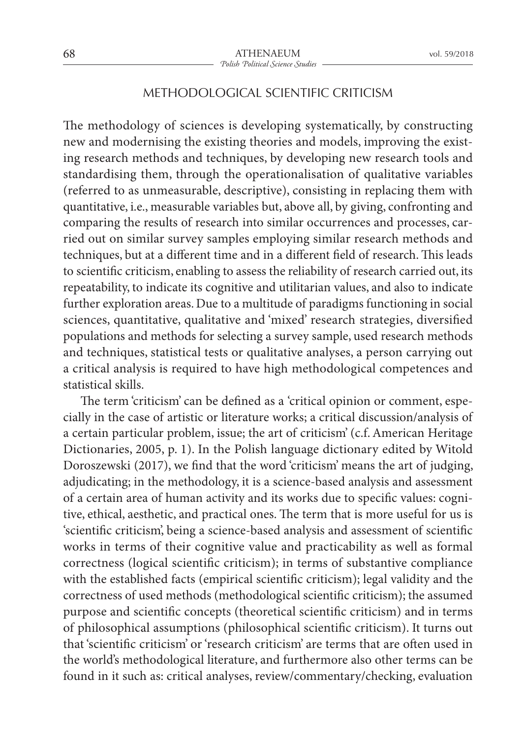## METHODOLOGICAL SCIENTIFIC CRITICISM

The methodology of sciences is developing systematically, by constructing new and modernising the existing theories and models, improving the existing research methods and techniques, by developing new research tools and standardising them, through the operationalisation of qualitative variables (referred to as unmeasurable, descriptive), consisting in replacing them with quantitative, i.e., measurable variables but, above all, by giving, confronting and comparing the results of research into similar occurrences and processes, carried out on similar survey samples employing similar research methods and techniques, but at a different time and in a different field of research. This leads to scientific criticism, enabling to assess the reliability of research carried out, its repeatability, to indicate its cognitive and utilitarian values, and also to indicate further exploration areas. Due to a multitude of paradigms functioning in social sciences, quantitative, qualitative and 'mixed' research strategies, diversified populations and methods for selecting a survey sample, used research methods and techniques, statistical tests or qualitative analyses, a person carrying out a critical analysis is required to have high methodological competences and statistical skills.

The term 'criticism' can be defined as a 'critical opinion or comment, especially in the case of artistic or literature works; a critical discussion/analysis of a certain particular problem, issue; the art of criticism' (c.f. American Heritage Dictionaries, 2005, p. 1). In the Polish language dictionary edited by Witold Doroszewski (2017), we find that the word 'criticism' means the art of judging, adjudicating; in the methodology, it is a science-based analysis and assessment of a certain area of human activity and its works due to specific values: cognitive, ethical, aesthetic, and practical ones. The term that is more useful for us is 'scientific criticism', being a science-based analysis and assessment of scientific works in terms of their cognitive value and practicability as well as formal correctness (logical scientific criticism); in terms of substantive compliance with the established facts (empirical scientific criticism); legal validity and the correctness of used methods (methodological scientific criticism); the assumed purpose and scientific concepts (theoretical scientific criticism) and in terms of philosophical assumptions (philosophical scientific criticism). It turns out that 'scientific criticism' or 'research criticism' are terms that are often used in the world's methodological literature, and furthermore also other terms can be found in it such as: critical analyses, review/commentary/checking, evaluation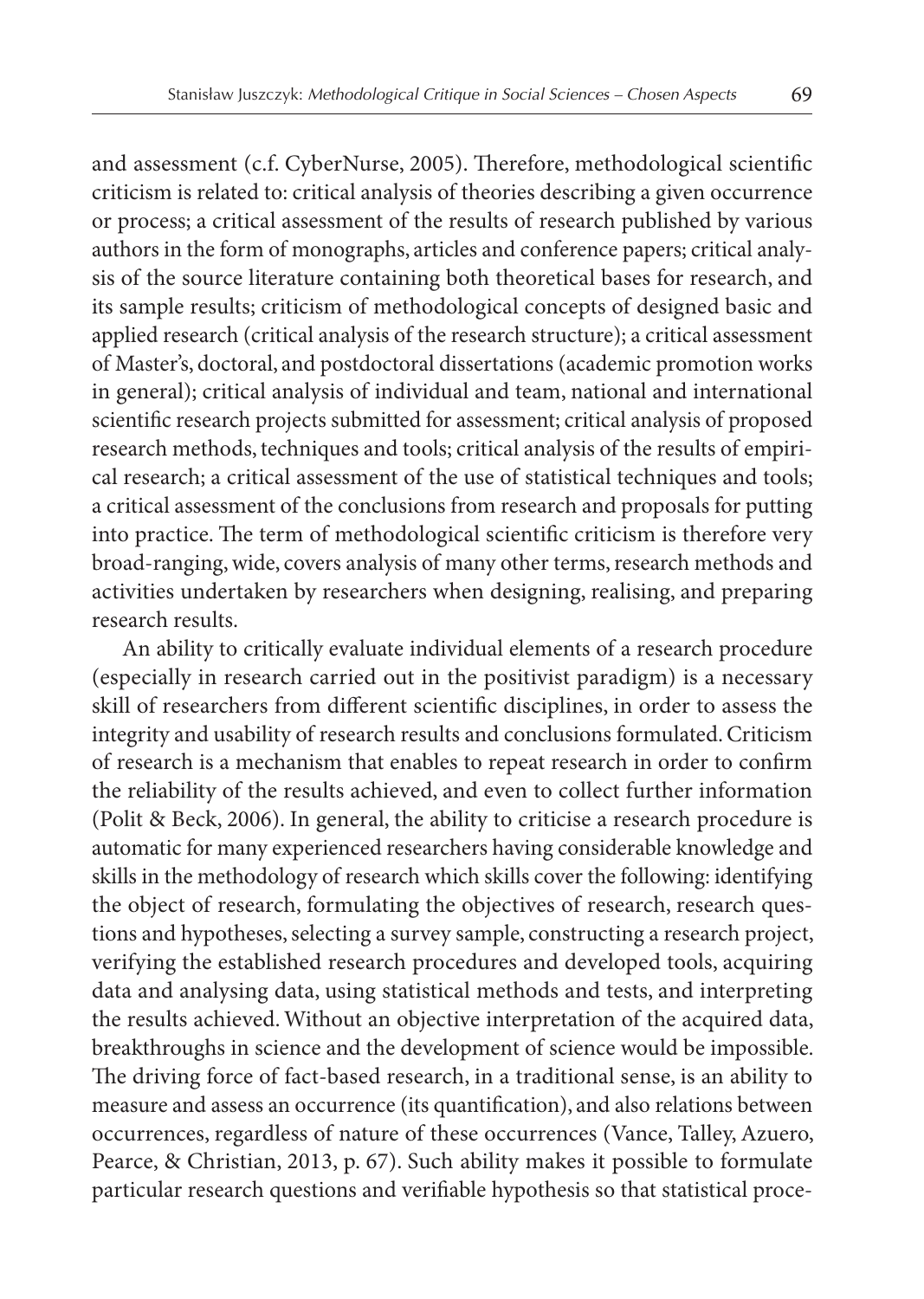and assessment (c.f. CyberNurse, 2005). Therefore, methodological scientific criticism is related to: critical analysis of theories describing a given occurrence or process; a critical assessment of the results of research published by various authors in the form of monographs, articles and conference papers; critical analysis of the source literature containing both theoretical bases for research, and its sample results; criticism of methodological concepts of designed basic and applied research (critical analysis of the research structure); a critical assessment of Master's, doctoral, and postdoctoral dissertations (academic promotion works in general); critical analysis of individual and team, national and international scientific research projects submitted for assessment; critical analysis of proposed research methods, techniques and tools; critical analysis of the results of empirical research; a critical assessment of the use of statistical techniques and tools; a critical assessment of the conclusions from research and proposals for putting into practice. The term of methodological scientific criticism is therefore very broad-ranging, wide, covers analysis of many other terms, research methods and activities undertaken by researchers when designing, realising, and preparing research results.

An ability to critically evaluate individual elements of a research procedure (especially in research carried out in the positivist paradigm) is a necessary skill of researchers from different scientific disciplines, in order to assess the integrity and usability of research results and conclusions formulated. Criticism of research is a mechanism that enables to repeat research in order to confirm the reliability of the results achieved, and even to collect further information (Polit & Beck, 2006). In general, the ability to criticise a research procedure is automatic for many experienced researchers having considerable knowledge and skills in the methodology of research which skills cover the following: identifying the object of research, formulating the objectives of research, research questions and hypotheses, selecting a survey sample, constructing a research project, verifying the established research procedures and developed tools, acquiring data and analysing data, using statistical methods and tests, and interpreting the results achieved. Without an objective interpretation of the acquired data, breakthroughs in science and the development of science would be impossible. The driving force of fact-based research, in a traditional sense, is an ability to measure and assess an occurrence (its quantification), and also relations between occurrences, regardless of nature of these occurrences (Vance, Talley, Azuero, Pearce, & Christian, 2013, p. 67). Such ability makes it possible to formulate particular research questions and verifiable hypothesis so that statistical proce-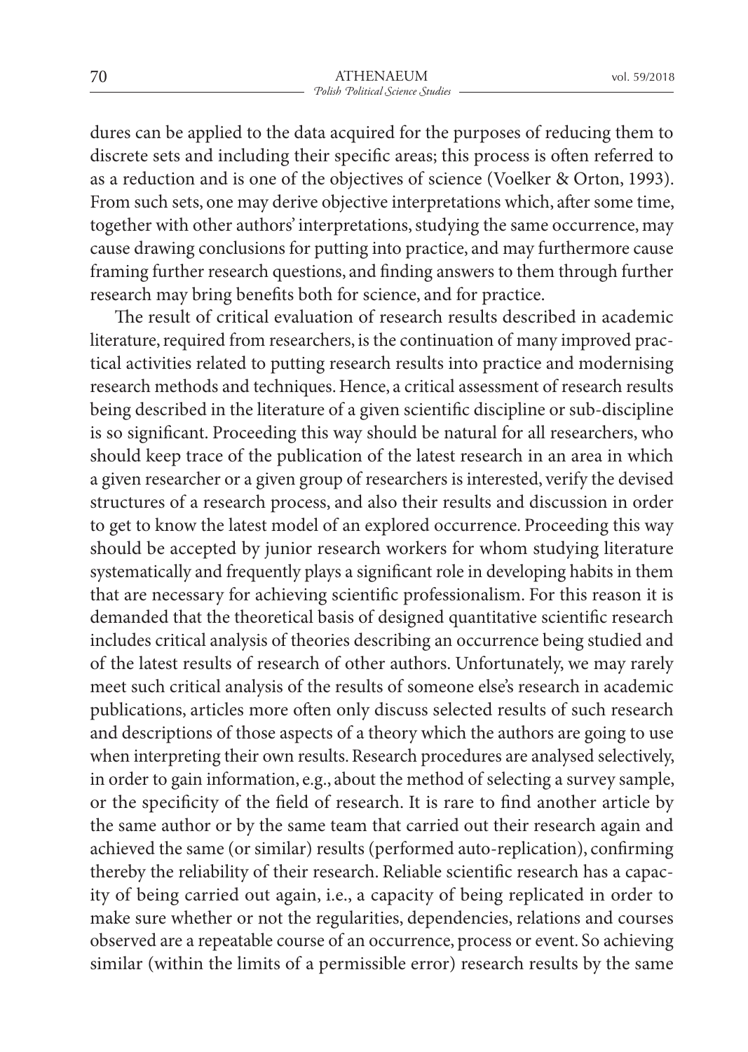dures can be applied to the data acquired for the purposes of reducing them to discrete sets and including their specific areas; this process is often referred to as a reduction and is one of the objectives of science (Voelker & Orton, 1993). From such sets, one may derive objective interpretations which, after some time, together with other authors' interpretations, studying the same occurrence, may cause drawing conclusions for putting into practice, and may furthermore cause framing further research questions, and finding answers to them through further research may bring benefits both for science, and for practice.

The result of critical evaluation of research results described in academic literature, required from researchers, is the continuation of many improved practical activities related to putting research results into practice and modernising research methods and techniques. Hence, a critical assessment of research results being described in the literature of a given scientific discipline or sub-discipline is so significant. Proceeding this way should be natural for all researchers, who should keep trace of the publication of the latest research in an area in which a given researcher or a given group of researchers is interested, verify the devised structures of a research process, and also their results and discussion in order to get to know the latest model of an explored occurrence. Proceeding this way should be accepted by junior research workers for whom studying literature systematically and frequently plays a significant role in developing habits in them that are necessary for achieving scientific professionalism. For this reason it is demanded that the theoretical basis of designed quantitative scientific research includes critical analysis of theories describing an occurrence being studied and of the latest results of research of other authors. Unfortunately, we may rarely meet such critical analysis of the results of someone else's research in academic publications, articles more often only discuss selected results of such research and descriptions of those aspects of a theory which the authors are going to use when interpreting their own results. Research procedures are analysed selectively, in order to gain information, e.g., about the method of selecting a survey sample, or the specificity of the field of research. It is rare to find another article by the same author or by the same team that carried out their research again and achieved the same (or similar) results (performed auto-replication), confirming thereby the reliability of their research. Reliable scientific research has a capacity of being carried out again, i.e., a capacity of being replicated in order to make sure whether or not the regularities, dependencies, relations and courses observed are a repeatable course of an occurrence, process or event. So achieving similar (within the limits of a permissible error) research results by the same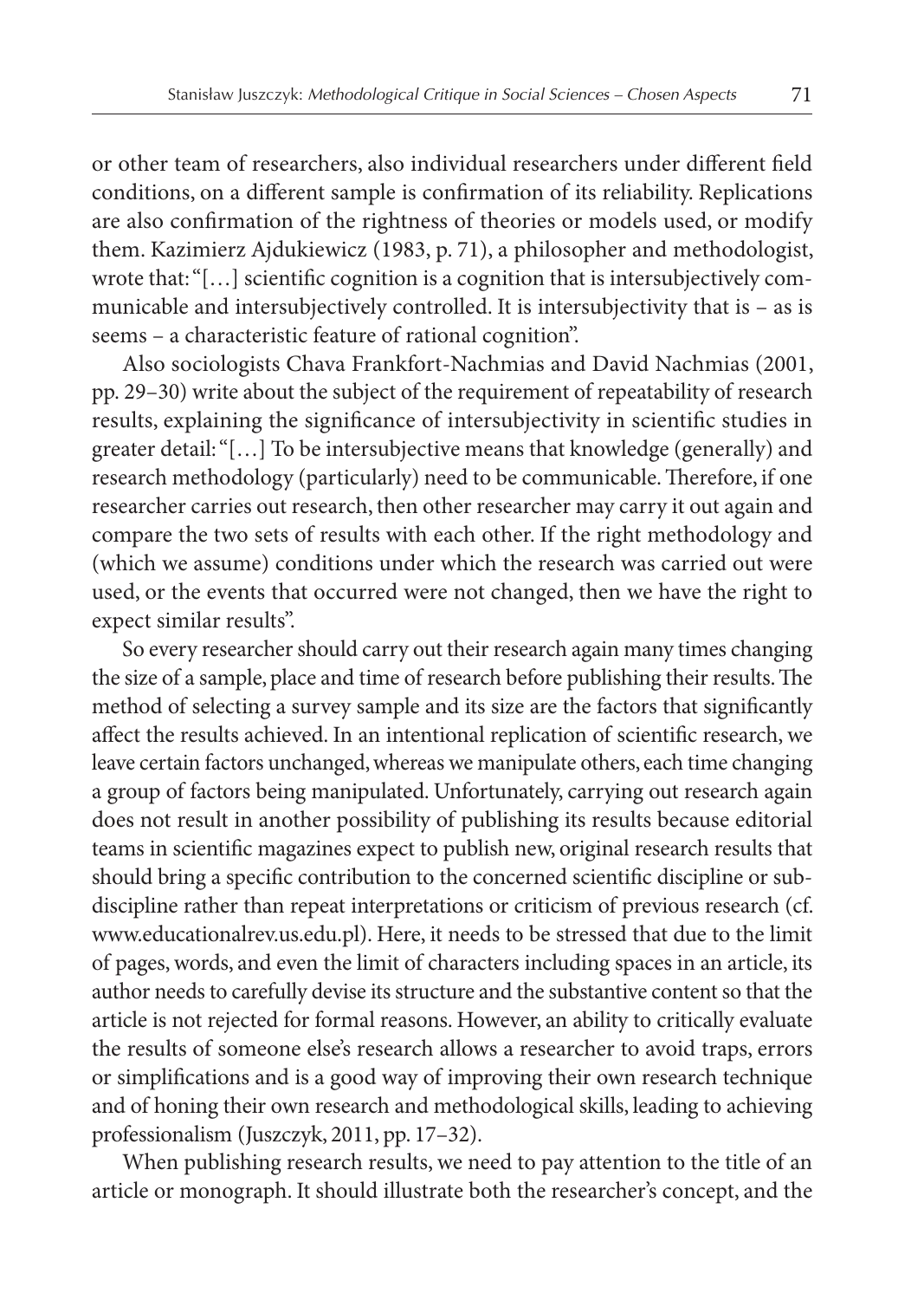or other team of researchers, also individual researchers under different field conditions, on a different sample is confirmation of its reliability. Replications are also confirmation of the rightness of theories or models used, or modify them. Kazimierz Ajdukiewicz (1983, p. 71), a philosopher and methodologist, wrote that: "[…] scientific cognition is a cognition that is intersubjectively communicable and intersubjectively controlled. It is intersubjectivity that is – as is seems – a characteristic feature of rational cognition".

Also sociologists Chava Frankfort-Nachmias and David Nachmias (2001, pp. 29–30) write about the subject of the requirement of repeatability of research results, explaining the significance of intersubjectivity in scientific studies in greater detail: "[…] To be intersubjective means that knowledge (generally) and research methodology (particularly) need to be communicable. Therefore, if one researcher carries out research, then other researcher may carry it out again and compare the two sets of results with each other. If the right methodology and (which we assume) conditions under which the research was carried out were used, or the events that occurred were not changed, then we have the right to expect similar results".

So every researcher should carry out their research again many times changing the size of a sample, place and time of research before publishing their results. The method of selecting a survey sample and its size are the factors that significantly affect the results achieved. In an intentional replication of scientific research, we leave certain factors unchanged, whereas we manipulate others, each time changing a group of factors being manipulated. Unfortunately, carrying out research again does not result in another possibility of publishing its results because editorial teams in scientific magazines expect to publish new, original research results that should bring a specific contribution to the concerned scientific discipline or sub-discipline rather than repeat interpretations or criticism of previous research (cf. www.educationalrev.us.edu.pl). Here, it needs to be stressed that due to the limit of pages, words, and even the limit of characters including spaces in an article, its author needs to carefully devise its structure and the substantive content so that the article is not rejected for formal reasons. However, an ability to critically evaluate the results of someone else's research allows a researcher to avoid traps, errors or simplifications and is a good way of improving their own research technique and of honing their own research and methodological skills, leading to achieving professionalism (Juszczyk, 2011, pp. 17–32).

When publishing research results, we need to pay attention to the title of an article or monograph. It should illustrate both the researcher's concept, and the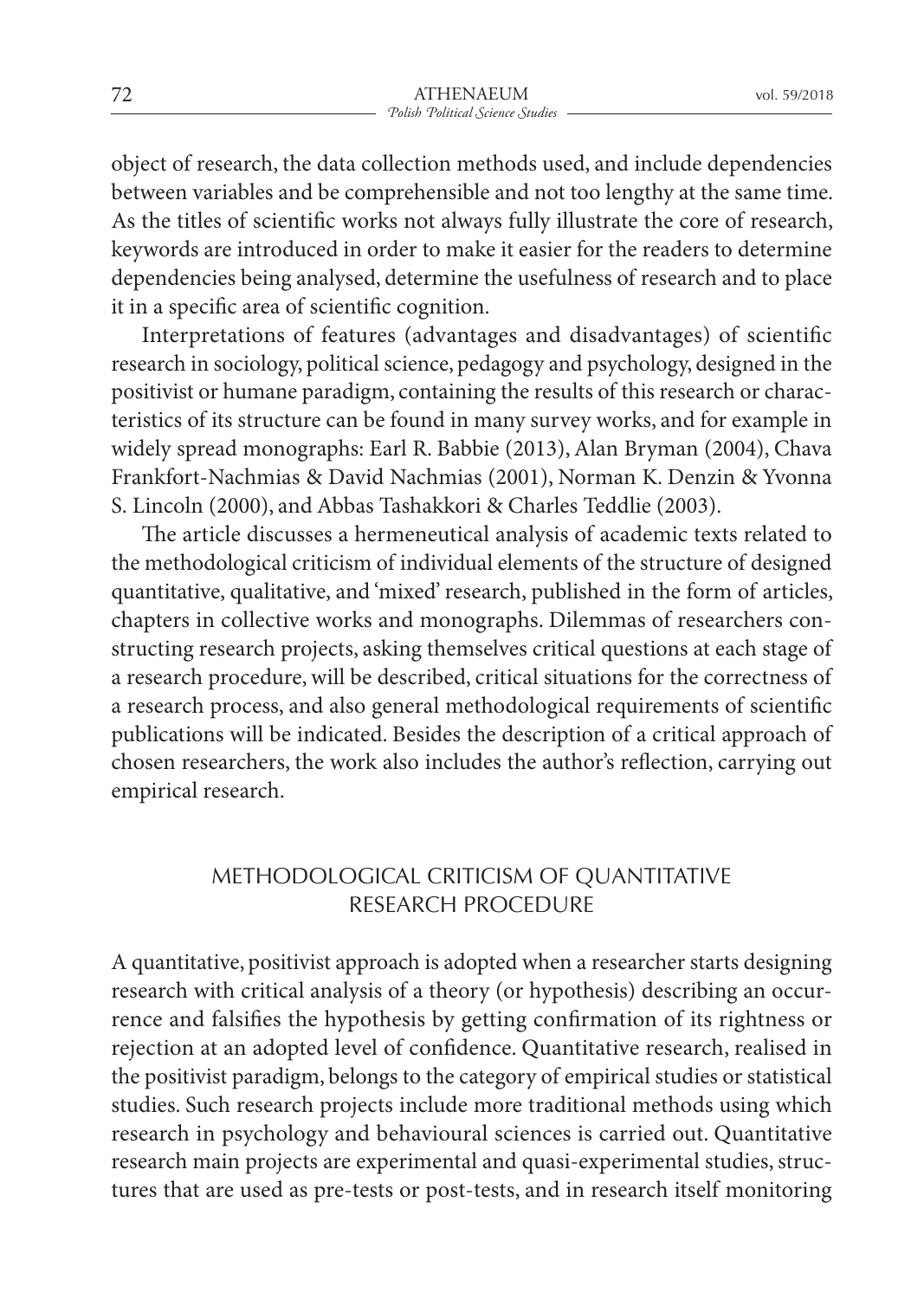object of research, the data collection methods used, and include dependencies between variables and be comprehensible and not too lengthy at the same time. As the titles of scientific works not always fully illustrate the core of research, keywords are introduced in order to make it easier for the readers to determine dependencies being analysed, determine the usefulness of research and to place it in a specific area of scientific cognition.

Interpretations of features (advantages and disadvantages) of scientific research in sociology, political science, pedagogy and psychology, designed in the positivist or humane paradigm, containing the results of this research or characteristics of its structure can be found in many survey works, and for example in widely spread monographs: Earl R. Babbie (2013), Alan Bryman (2004), Chava Frankfort-Nachmias & David Nachmias (2001), Norman K. Denzin & Yvonna S. Lincoln (2000), and Abbas Tashakkori & Charles Teddlie (2003).

The article discusses a hermeneutical analysis of academic texts related to the methodological criticism of individual elements of the structure of designed quantitative, qualitative, and 'mixed' research, published in the form of articles, chapters in collective works and monographs. Dilemmas of researchers constructing research projects, asking themselves critical questions at each stage of a research procedure, will be described, critical situations for the correctness of a research process, and also general methodological requirements of scientific publications will be indicated. Besides the description of a critical approach of chosen researchers, the work also includes the author's reflection, carrying out empirical research.

## METHODOLOGICAL CRITICISM OF QUANTITATIVE RESEARCH PROCEDURE

A quantitative, positivist approach is adopted when a researcher starts designing research with critical analysis of a theory (or hypothesis) describing an occurrence and falsifies the hypothesis by getting confirmation of its rightness or rejection at an adopted level of confidence. Quantitative research, realised in the positivist paradigm, belongs to the category of empirical studies or statistical studies. Such research projects include more traditional methods using which research in psychology and behavioural sciences is carried out. Quantitative research main projects are experimental and quasi-experimental studies, structures that are used as pre-tests or post-tests, and in research itself monitoring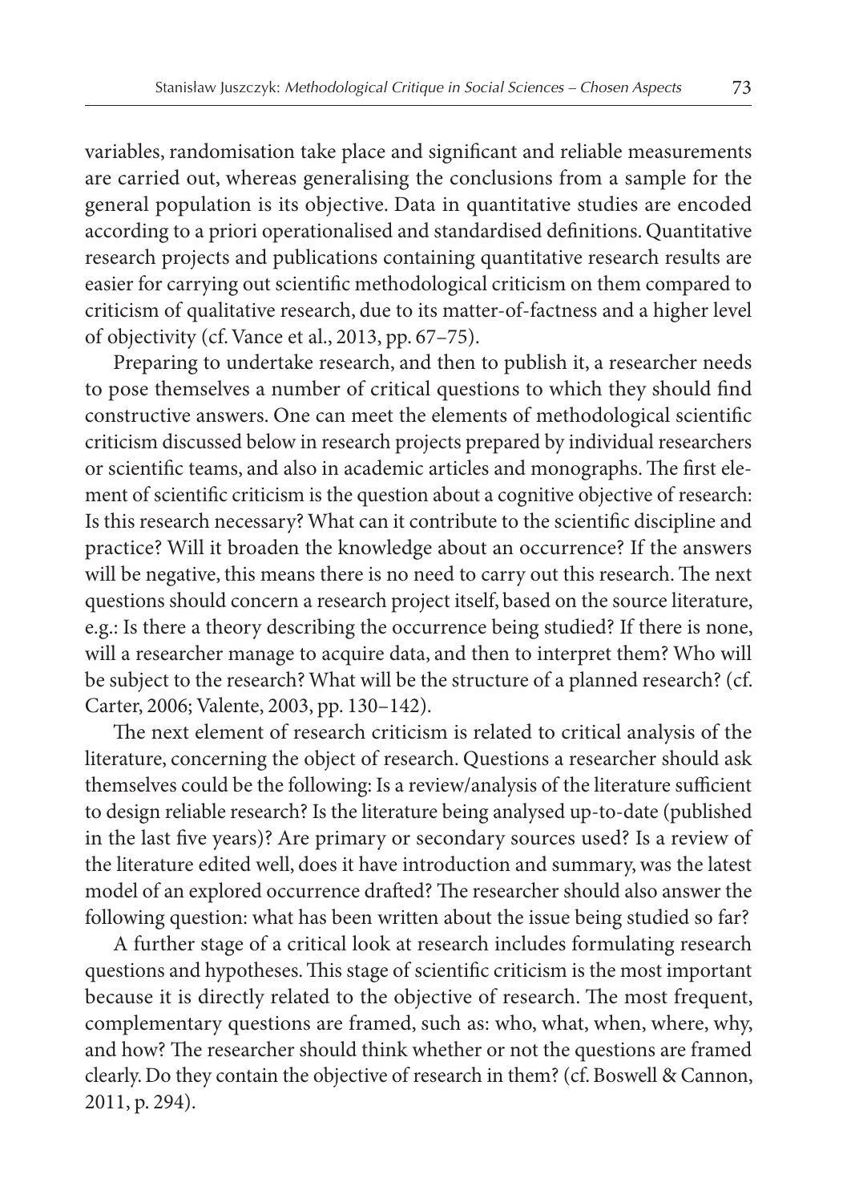variables, randomisation take place and significant and reliable measurements are carried out, whereas generalising the conclusions from a sample for the general population is its objective. Data in quantitative studies are encoded according to a priori operationalised and standardised definitions. Quantitative research projects and publications containing quantitative research results are easier for carrying out scientific methodological criticism on them compared to criticism of qualitative research, due to its matter-of-factness and a higher level of objectivity (cf. Vance et al., 2013, pp. 67–75).

Preparing to undertake research, and then to publish it, a researcher needs to pose themselves a number of critical questions to which they should find constructive answers. One can meet the elements of methodological scientific criticism discussed below in research projects prepared by individual researchers or scientific teams, and also in academic articles and monographs. The first element of scientific criticism is the question about a cognitive objective of research: Is this research necessary? What can it contribute to the scientific discipline and practice? Will it broaden the knowledge about an occurrence? If the answers will be negative, this means there is no need to carry out this research. The next questions should concern a research project itself, based on the source literature, e.g.: Is there a theory describing the occurrence being studied? If there is none, will a researcher manage to acquire data, and then to interpret them? Who will be subject to the research? What will be the structure of a planned research? (cf. Carter, 2006; Valente, 2003, pp. 130–142).

The next element of research criticism is related to critical analysis of the literature, concerning the object of research. Questions a researcher should ask themselves could be the following: Is a review/analysis of the literature sufficient to design reliable research? Is the literature being analysed up-to-date (published in the last five years)? Are primary or secondary sources used? Is a review of the literature edited well, does it have introduction and summary, was the latest model of an explored occurrence drafted? The researcher should also answer the following question: what has been written about the issue being studied so far?

A further stage of a critical look at research includes formulating research questions and hypotheses. This stage of scientific criticism is the most important because it is directly related to the objective of research. The most frequent, complementary questions are framed, such as: who, what, when, where, why, and how? The researcher should think whether or not the questions are framed clearly. Do they contain the objective of research in them? (cf. Boswell & Cannon, 2011, p. 294).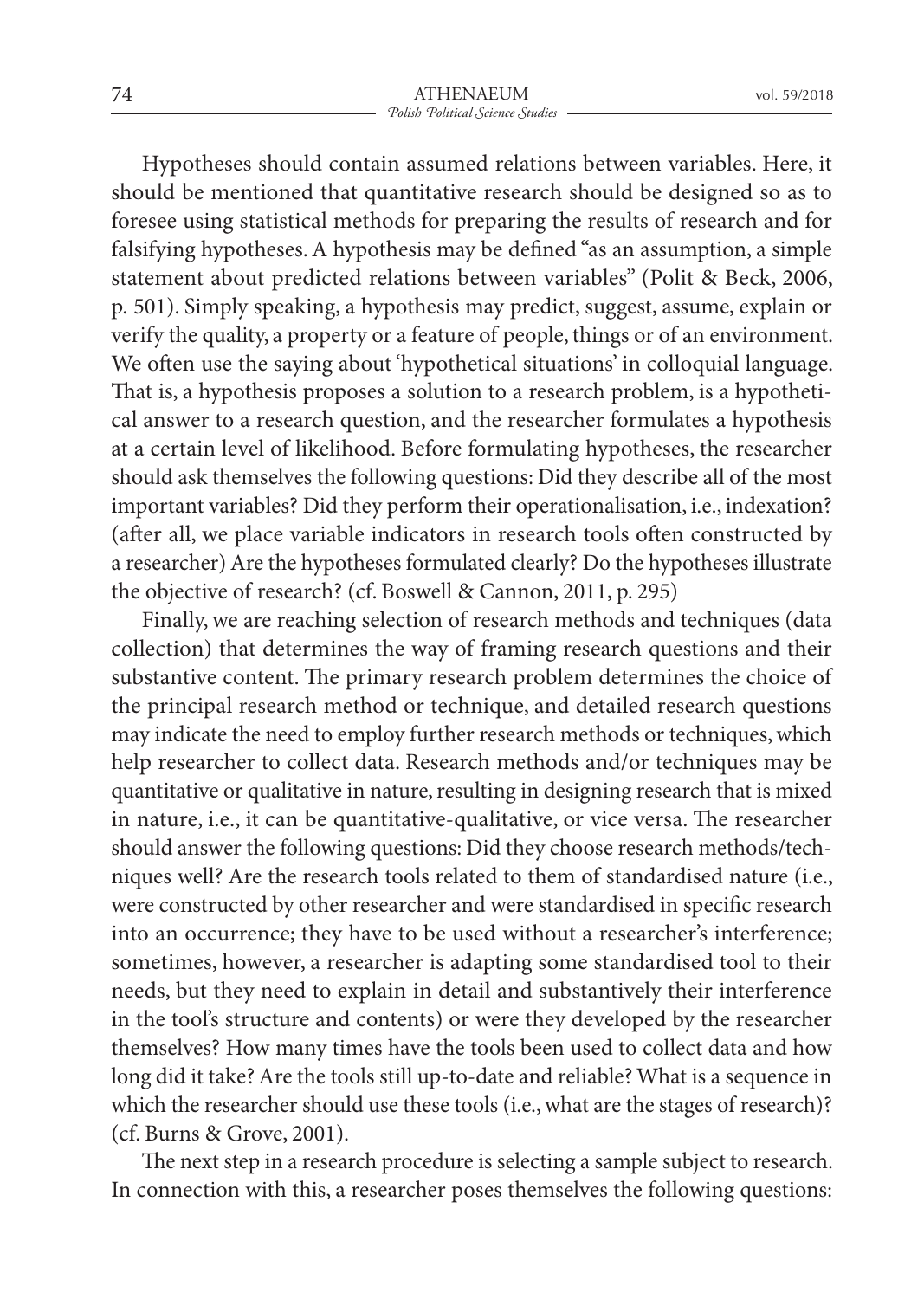Hypotheses should contain assumed relations between variables. Here, it should be mentioned that quantitative research should be designed so as to foresee using statistical methods for preparing the results of research and for falsifying hypotheses. A hypothesis may be defined "as an assumption, a simple statement about predicted relations between variables" (Polit & Beck, 2006, p. 501). Simply speaking, a hypothesis may predict, suggest, assume, explain or verify the quality, a property or a feature of people, things or of an environment. We often use the saying about 'hypothetical situations' in colloquial language. That is, a hypothesis proposes a solution to a research problem, is a hypothetical answer to a research question, and the researcher formulates a hypothesis at a certain level of likelihood. Before formulating hypotheses, the researcher should ask themselves the following questions: Did they describe all of the most important variables? Did they perform their operationalisation, i.e., indexation? (after all, we place variable indicators in research tools often constructed by a researcher) Are the hypotheses formulated clearly? Do the hypotheses illustrate the objective of research? (cf. Boswell & Cannon, 2011, p. 295)

Finally, we are reaching selection of research methods and techniques (data collection) that determines the way of framing research questions and their substantive content. The primary research problem determines the choice of the principal research method or technique, and detailed research questions may indicate the need to employ further research methods or techniques, which help researcher to collect data. Research methods and/or techniques may be quantitative or qualitative in nature, resulting in designing research that is mixed in nature, i.e., it can be quantitative-qualitative, or vice versa. The researcher should answer the following questions: Did they choose research methods/techniques well? Are the research tools related to them of standardised nature (i.e., were constructed by other researcher and were standardised in specific research into an occurrence; they have to be used without a researcher's interference; sometimes, however, a researcher is adapting some standardised tool to their needs, but they need to explain in detail and substantively their interference in the tool's structure and contents) or were they developed by the researcher themselves? How many times have the tools been used to collect data and how long did it take? Are the tools still up-to-date and reliable? What is a sequence in which the researcher should use these tools (i.e., what are the stages of research)? (cf. Burns & Grove, 2001).

The next step in a research procedure is selecting a sample subject to research. In connection with this, a researcher poses themselves the following questions: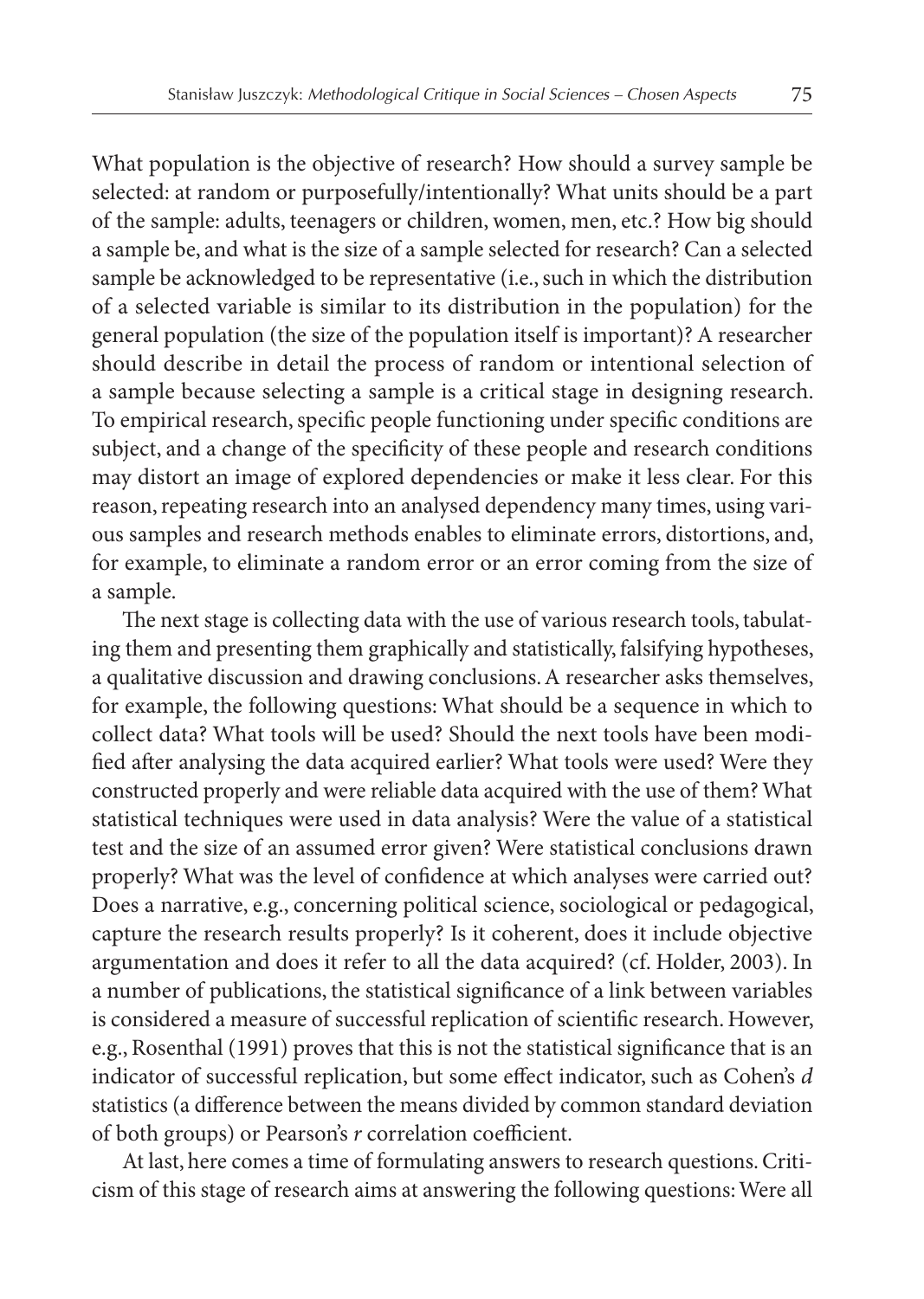What population is the objective of research? How should a survey sample be selected: at random or purposefully/intentionally? What units should be a part of the sample: adults, teenagers or children, women, men, etc.? How big should a sample be, and what is the size of a sample selected for research? Can a selected sample be acknowledged to be representative (i.e., such in which the distribution of a selected variable is similar to its distribution in the population) for the general population (the size of the population itself is important)? A researcher should describe in detail the process of random or intentional selection of a sample because selecting a sample is a critical stage in designing research. To empirical research, specific people functioning under specific conditions are subject, and a change of the specificity of these people and research conditions may distort an image of explored dependencies or make it less clear. For this reason, repeating research into an analysed dependency many times, using various samples and research methods enables to eliminate errors, distortions, and, for example, to eliminate a random error or an error coming from the size of a sample.

The next stage is collecting data with the use of various research tools, tabulating them and presenting them graphically and statistically, falsifying hypotheses, a qualitative discussion and drawing conclusions. A researcher asks themselves, for example, the following questions: What should be a sequence in which to collect data? What tools will be used? Should the next tools have been modified after analysing the data acquired earlier? What tools were used? Were they constructed properly and were reliable data acquired with the use of them? What statistical techniques were used in data analysis? Were the value of a statistical test and the size of an assumed error given? Were statistical conclusions drawn properly? What was the level of confidence at which analyses were carried out? Does a narrative, e.g., concerning political science, sociological or pedagogical, capture the research results properly? Is it coherent, does it include objective argumentation and does it refer to all the data acquired? (cf. Holder, 2003). In a number of publications, the statistical significance of a link between variables is considered a measure of successful replication of scientific research. However, e.g., Rosenthal (1991) proves that this is not the statistical significance that is an indicator of successful replication, but some effect indicator, such as Cohen's $d$ statistics (a difference between the means divided by common standard deviation of both groups) or Pearson's $r$ correlation coefficient.

At last, here comes a time of formulating answers to research questions. Criticism of this stage of research aims at answering the following questions: Were all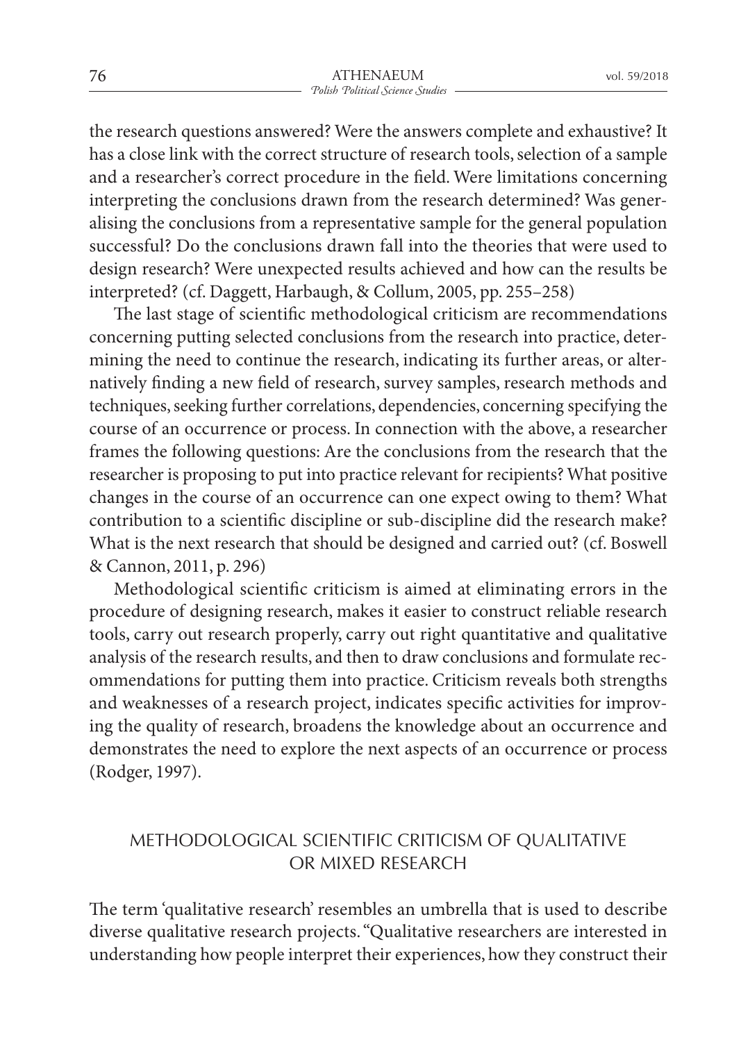the research questions answered? Were the answers complete and exhaustive? It has a close link with the correct structure of research tools, selection of a sample and a researcher's correct procedure in the field. Were limitations concerning interpreting the conclusions drawn from the research determined? Was generalising the conclusions from a representative sample for the general population successful? Do the conclusions drawn fall into the theories that were used to design research? Were unexpected results achieved and how can the results be interpreted? (cf. Daggett, Harbaugh, & Collum, 2005, pp. 255–258)

The last stage of scientific methodological criticism are recommendations concerning putting selected conclusions from the research into practice, determining the need to continue the research, indicating its further areas, or alternatively finding a new field of research, survey samples, research methods and techniques, seeking further correlations, dependencies, concerning specifying the course of an occurrence or process. In connection with the above, a researcher frames the following questions: Are the conclusions from the research that the researcher is proposing to put into practice relevant for recipients? What positive changes in the course of an occurrence can one expect owing to them? What contribution to a scientific discipline or sub-discipline did the research make? What is the next research that should be designed and carried out? (cf. Boswell & Cannon, 2011, p. 296)

Methodological scientific criticism is aimed at eliminating errors in the procedure of designing research, makes it easier to construct reliable research tools, carry out research properly, carry out right quantitative and qualitative analysis of the research results, and then to draw conclusions and formulate recommendations for putting them into practice. Criticism reveals both strengths and weaknesses of a research project, indicates specific activities for improving the quality of research, broadens the knowledge about an occurrence and demonstrates the need to explore the next aspects of an occurrence or process (Rodger, 1997).

## METHODOLOGICAL SCIENTIFIC CRITICISM OF QUALITATIVE OR MIXED RESEARCH

The term 'qualitative research' resembles an umbrella that is used to describe diverse qualitative research projects. "Qualitative researchers are interested in understanding how people interpret their experiences, how they construct their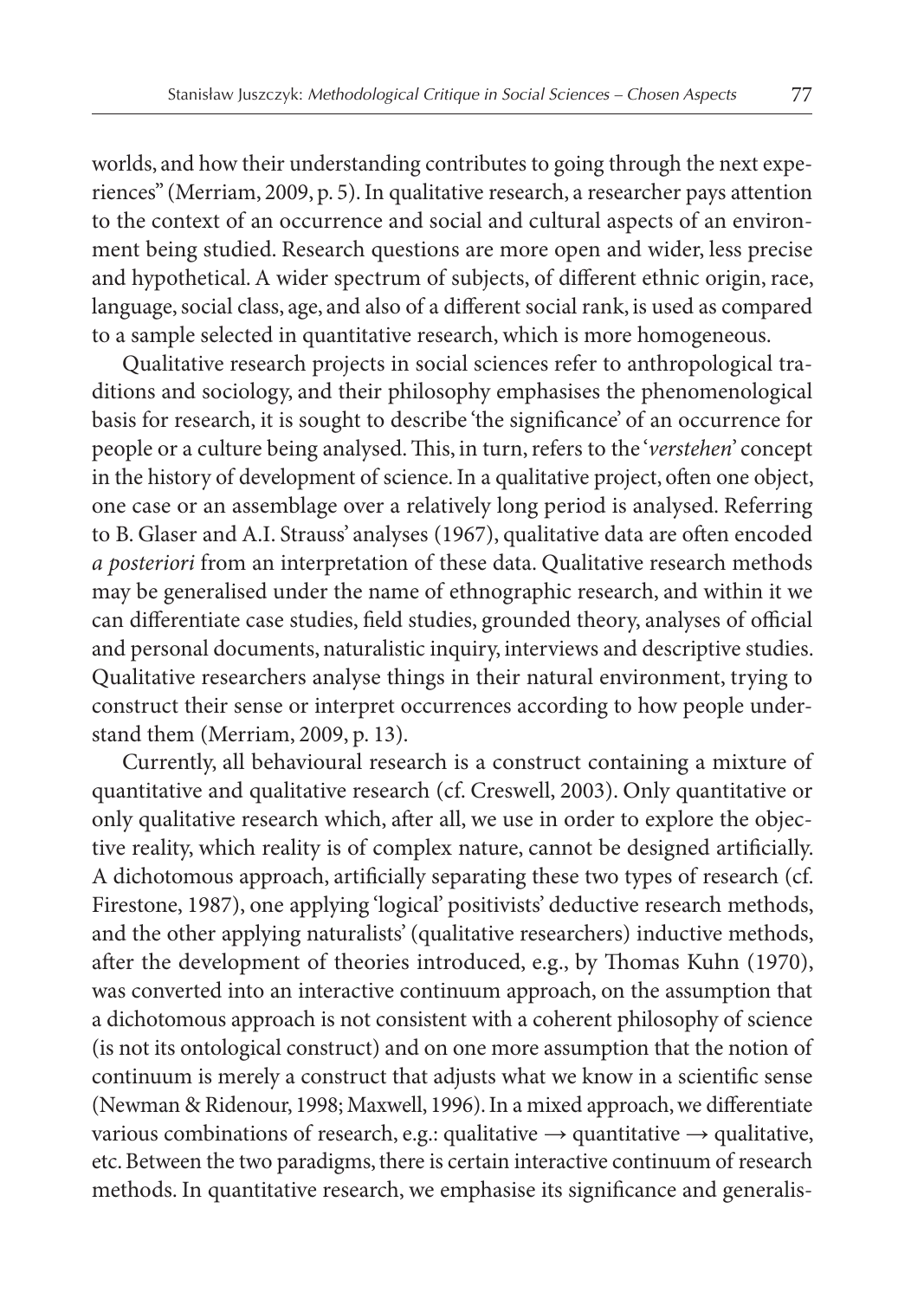worlds, and how their understanding contributes to going through the next experiences" (Merriam, 2009, p. 5). In qualitative research, a researcher pays attention to the context of an occurrence and social and cultural aspects of an environment being studied. Research questions are more open and wider, less precise and hypothetical. A wider spectrum of subjects, of different ethnic origin, race, language, social class, age, and also of a different social rank, is used as compared to a sample selected in quantitative research, which is more homogeneous.

Qualitative research projects in social sciences refer to anthropological traditions and sociology, and their philosophy emphasises the phenomenological basis for research, it is sought to describe 'the significance' of an occurrence for people or a culture being analysed. This, in turn, refers to the '*verstehen*' concept in the history of development of science. In a qualitative project, often one object, one case or an assemblage over a relatively long period is analysed. Referring to B. Glaser and A.I. Strauss' analyses (1967), qualitative data are often encoded *a posteriori* from an interpretation of these data. Qualitative research methods may be generalised under the name of ethnographic research, and within it we can differentiate case studies, field studies, grounded theory, analyses of official and personal documents, naturalistic inquiry, interviews and descriptive studies. Qualitative researchers analyse things in their natural environment, trying to construct their sense or interpret occurrences according to how people understand them (Merriam, 2009, p. 13).

Currently, all behavioural research is a construct containing a mixture of quantitative and qualitative research (cf. Creswell, 2003). Only quantitative or only qualitative research which, after all, we use in order to explore the objective reality, which reality is of complex nature, cannot be designed artificially. A dichotomous approach, artificially separating these two types of research (cf. Firestone, 1987), one applying 'logical' positivists' deductive research methods, and the other applying naturalists' (qualitative researchers) inductive methods, after the development of theories introduced, e.g., by Thomas Kuhn (1970), was converted into an interactive continuum approach, on the assumption that a dichotomous approach is not consistent with a coherent philosophy of science (is not its ontological construct) and on one more assumption that the notion of continuum is merely a construct that adjusts what we know in a scientific sense (Newman & Ridenour, 1998; Maxwell, 1996). In a mixed approach, we differentiate various combinations of research, e.g.: qualitative → quantitative → qualitative, etc. Between the two paradigms, there is certain interactive continuum of research methods. In quantitative research, we emphasise its significance and generalis-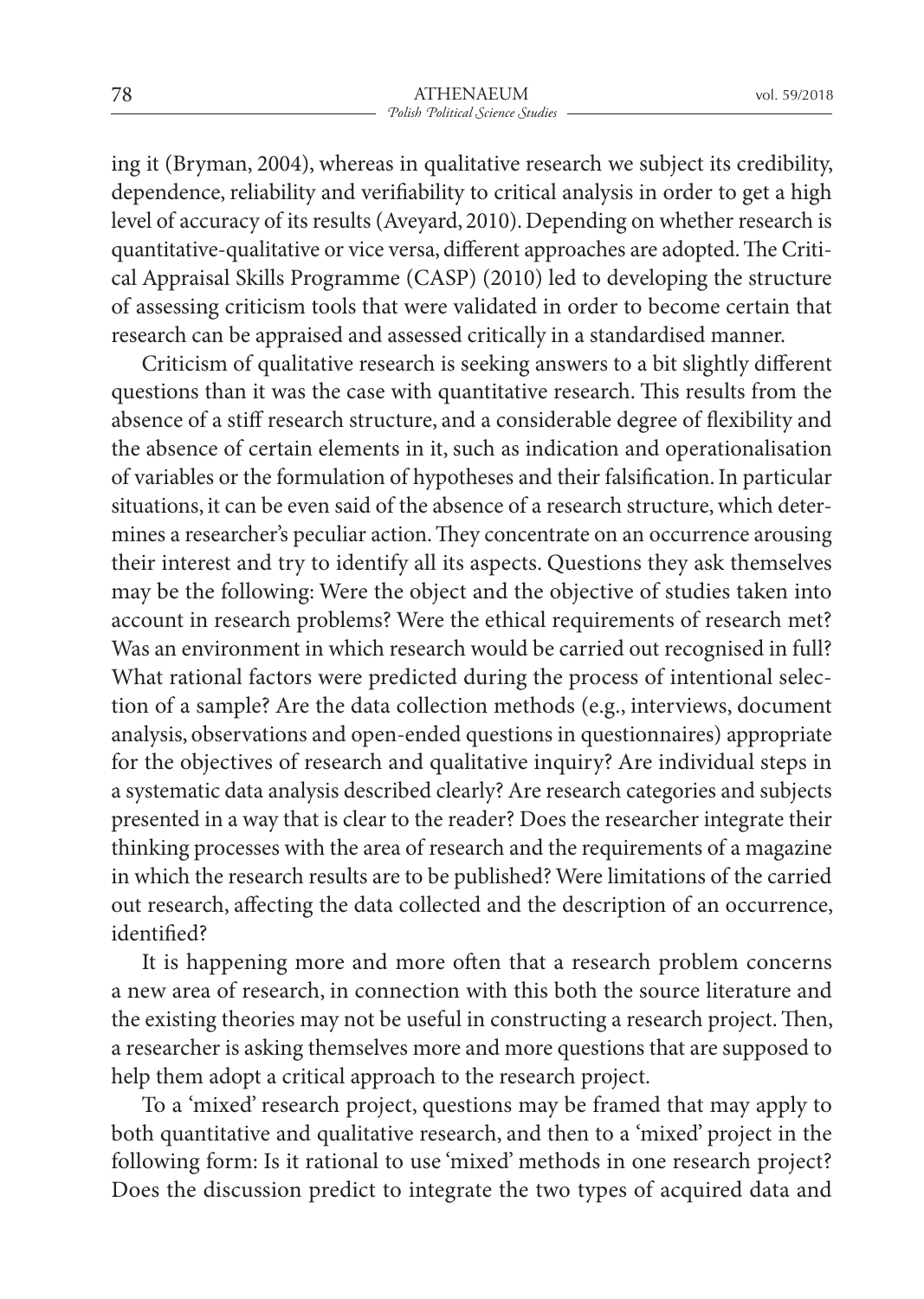ing it (Bryman, 2004), whereas in qualitative research we subject its credibility, dependence, reliability and verifiability to critical analysis in order to get a high level of accuracy of its results (Aveyard, 2010). Depending on whether research is quantitative-qualitative or vice versa, different approaches are adopted. The Critical Appraisal Skills Programme (CASP) (2010) led to developing the structure of assessing criticism tools that were validated in order to become certain that research can be appraised and assessed critically in a standardised manner.

Criticism of qualitative research is seeking answers to a bit slightly different questions than it was the case with quantitative research. This results from the absence of a stiff research structure, and a considerable degree of flexibility and the absence of certain elements in it, such as indication and operationalisation of variables or the formulation of hypotheses and their falsification. In particular situations, it can be even said of the absence of a research structure, which determines a researcher's peculiar action. They concentrate on an occurrence arousing their interest and try to identify all its aspects. Questions they ask themselves may be the following: Were the object and the objective of studies taken into account in research problems? Were the ethical requirements of research met? Was an environment in which research would be carried out recognised in full? What rational factors were predicted during the process of intentional selection of a sample? Are the data collection methods (e.g., interviews, document analysis, observations and open-ended questions in questionnaires) appropriate for the objectives of research and qualitative inquiry? Are individual steps in a systematic data analysis described clearly? Are research categories and subjects presented in a way that is clear to the reader? Does the researcher integrate their thinking processes with the area of research and the requirements of a magazine in which the research results are to be published? Were limitations of the carried out research, affecting the data collected and the description of an occurrence, identified?

It is happening more and more often that a research problem concerns a new area of research, in connection with this both the source literature and the existing theories may not be useful in constructing a research project. Then, a researcher is asking themselves more and more questions that are supposed to help them adopt a critical approach to the research project.

To a 'mixed' research project, questions may be framed that may apply to both quantitative and qualitative research, and then to a 'mixed' project in the following form: Is it rational to use 'mixed' methods in one research project? Does the discussion predict to integrate the two types of acquired data and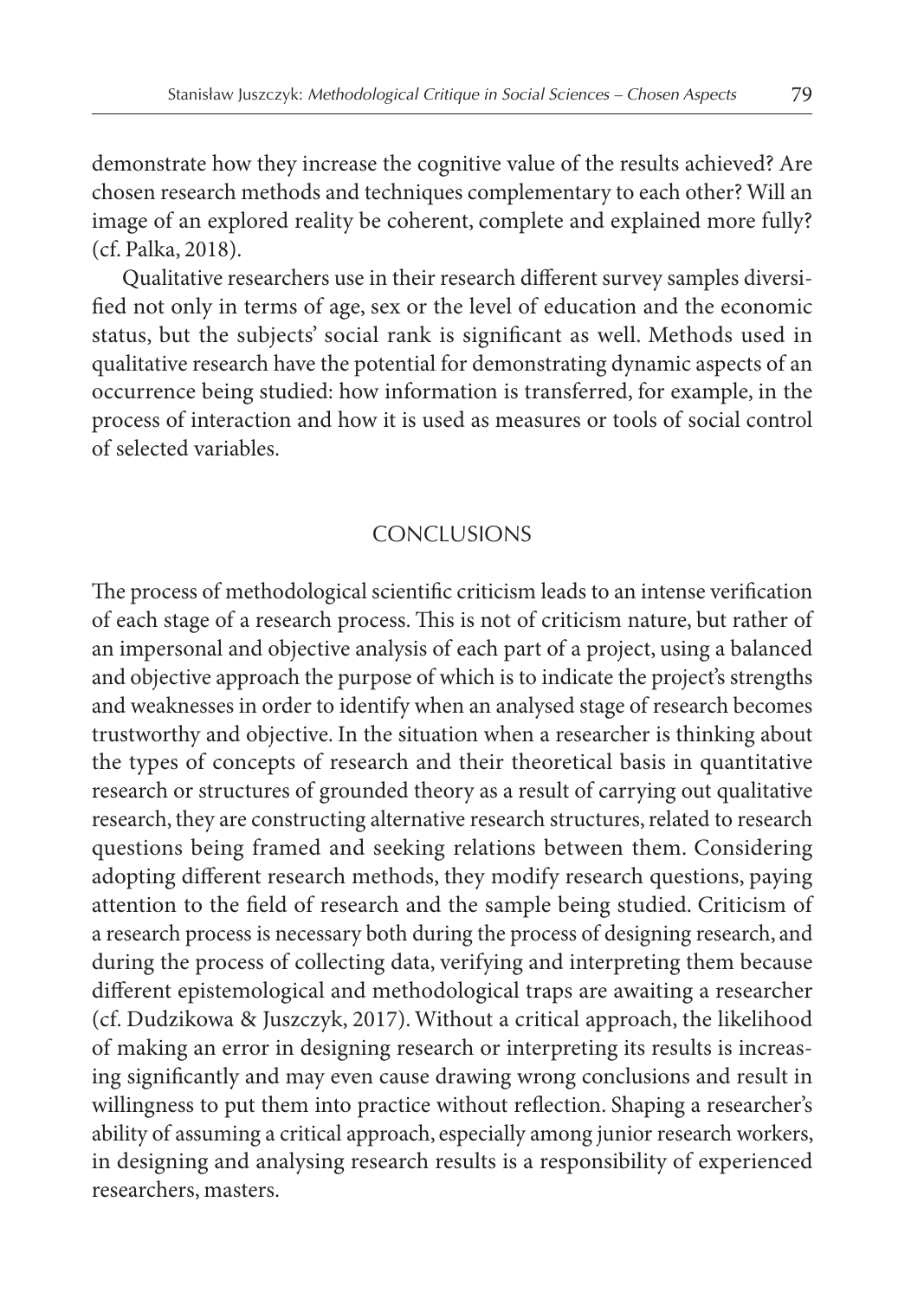demonstrate how they increase the cognitive value of the results achieved? Are chosen research methods and techniques complementary to each other? Will an image of an explored reality be coherent, complete and explained more fully? (cf. Palka, 2018).

Qualitative researchers use in their research different survey samples diversified not only in terms of age, sex or the level of education and the economic status, but the subjects' social rank is significant as well. Methods used in qualitative research have the potential for demonstrating dynamic aspects of an occurrence being studied: how information is transferred, for example, in the process of interaction and how it is used as measures or tools of social control of selected variables.

## CONCLUSIONS

The process of methodological scientific criticism leads to an intense verification of each stage of a research process. This is not of criticism nature, but rather of an impersonal and objective analysis of each part of a project, using a balanced and objective approach the purpose of which is to indicate the project's strengths and weaknesses in order to identify when an analysed stage of research becomes trustworthy and objective. In the situation when a researcher is thinking about the types of concepts of research and their theoretical basis in quantitative research or structures of grounded theory as a result of carrying out qualitative research, they are constructing alternative research structures, related to research questions being framed and seeking relations between them. Considering adopting different research methods, they modify research questions, paying attention to the field of research and the sample being studied. Criticism of a research process is necessary both during the process of designing research, and during the process of collecting data, verifying and interpreting them because different epistemological and methodological traps are awaiting a researcher (cf. Dudzikowa & Juszczyk, 2017). Without a critical approach, the likelihood of making an error in designing research or interpreting its results is increasing significantly and may even cause drawing wrong conclusions and result in willingness to put them into practice without reflection. Shaping a researcher's ability of assuming a critical approach, especially among junior research workers, in designing and analysing research results is a responsibility of experienced researchers, masters.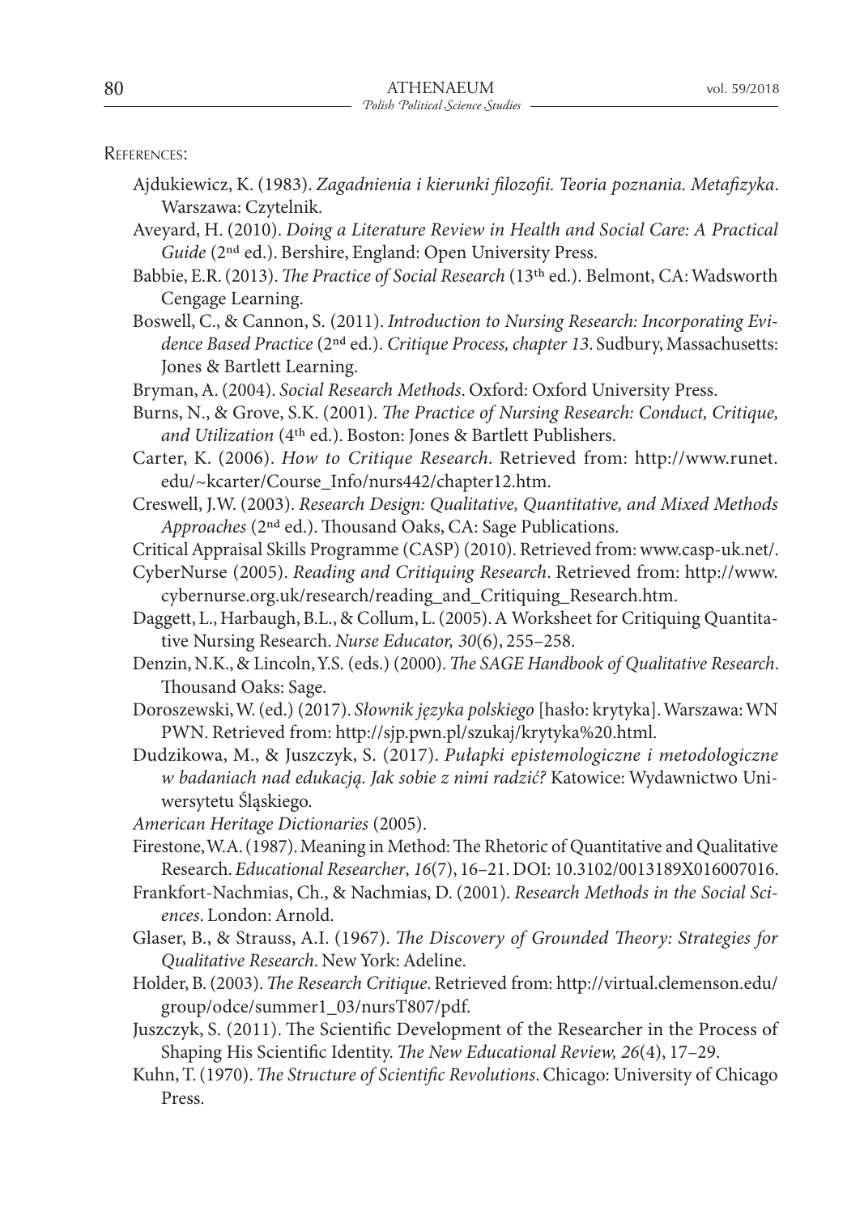References:

Ajdukiewicz, K. (1983). *Zagadnienia i kierunki filozofii. Teoria poznania. Metafizyka*. Warszawa: Czytelnik.

Aveyard, H. (2010). *Doing a Literature Review in Health and Social Care: A Practical Guide* (2nd ed.). Bershire, England: Open University Press.

Babbie, E.R. (2013). *The Practice of Social Research* (13th ed.). Belmont, CA: Wadsworth Cengage Learning.

Boswell, C., & Cannon, S. (2011). *Introduction to Nursing Research: Incorporating Evidence Based Practice* (2nd ed.). *Critique Process, chapter 13*. Sudbury, Massachusetts: Jones & Bartlett Learning.

Bryman, A. (2004). *Social Research Methods*. Oxford: Oxford University Press.

Burns, N., & Grove, S.K. (2001). *The Practice of Nursing Research: Conduct, Critique, and Utilization* (4th ed.). Boston: Jones & Bartlett Publishers.

Carter, K. (2006). *How to Critique Research*. Retrieved from: http://www.runet.edu/~kcarter/Course_Info/nurs442/chapter12.htm.

Creswell, J.W. (2003). *Research Design: Qualitative, Quantitative, and Mixed Methods Approaches* (2nd ed.). Thousand Oaks, CA: Sage Publications.

Critical Appraisal Skills Programme (CASP) (2010). Retrieved from: www.casp-uk.net/.

CyberNurse (2005). *Reading and Critiquing Research*. Retrieved from: http://www.cybernurse.org.uk/research/reading_and_Critiquing_Research.htm.

Daggett, L., Harbaugh, B.L., & Collum, L. (2005). A Worksheet for Critiquing Quantitative Nursing Research. *Nurse Educator, 30*(6), 255–258.

Denzin, N.K., & Lincoln, Y.S. (eds.) (2000). *The SAGE Handbook of Qualitative Research*. Thousand Oaks: Sage.

Doroszewski, W. (ed.) (2017). *Słownik języka polskiego* [hasło: krytyka]. Warszawa: WN PWN. Retrieved from: http://sjp.pwn.pl/szukaj/krytyka%20.html.

Dudzikowa, M., & Juszczyk, S. (2017). *Pułapki epistemologiczne i metodologiczne w badaniach nad edukacją. Jak sobie z nimi radzić?* Katowice: Wydawnictwo Uniwersytetu Śląskiego.

*American Heritage Dictionaries* (2005).

Firestone, W.A. (1987). Meaning in Method: The Rhetoric of Quantitative and Qualitative Research. *Educational Researcher*, *16*(7), 16–21. DOI: 10.3102/0013189X016007016.

Frankfort-Nachmias, Ch., & Nachmias, D. (2001). *Research Methods in the Social Sciences*. London: Arnold.

Glaser, B., & Strauss, A.I. (1967). *The Discovery of Grounded Theory: Strategies for Qualitative Research*. New York: Adeline.

Holder, B. (2003). *The Research Critique*. Retrieved from: http://virtual.clemenson.edu/group/odce/summer1_03/nursT807/pdf.

Juszczyk, S. (2011). The Scientific Development of the Researcher in the Process of Shaping His Scientific Identity. *The New Educational Review, 26*(4), 17–29.

Kuhn, T. (1970). *The Structure of Scientific Revolutions*. Chicago: University of Chicago Press.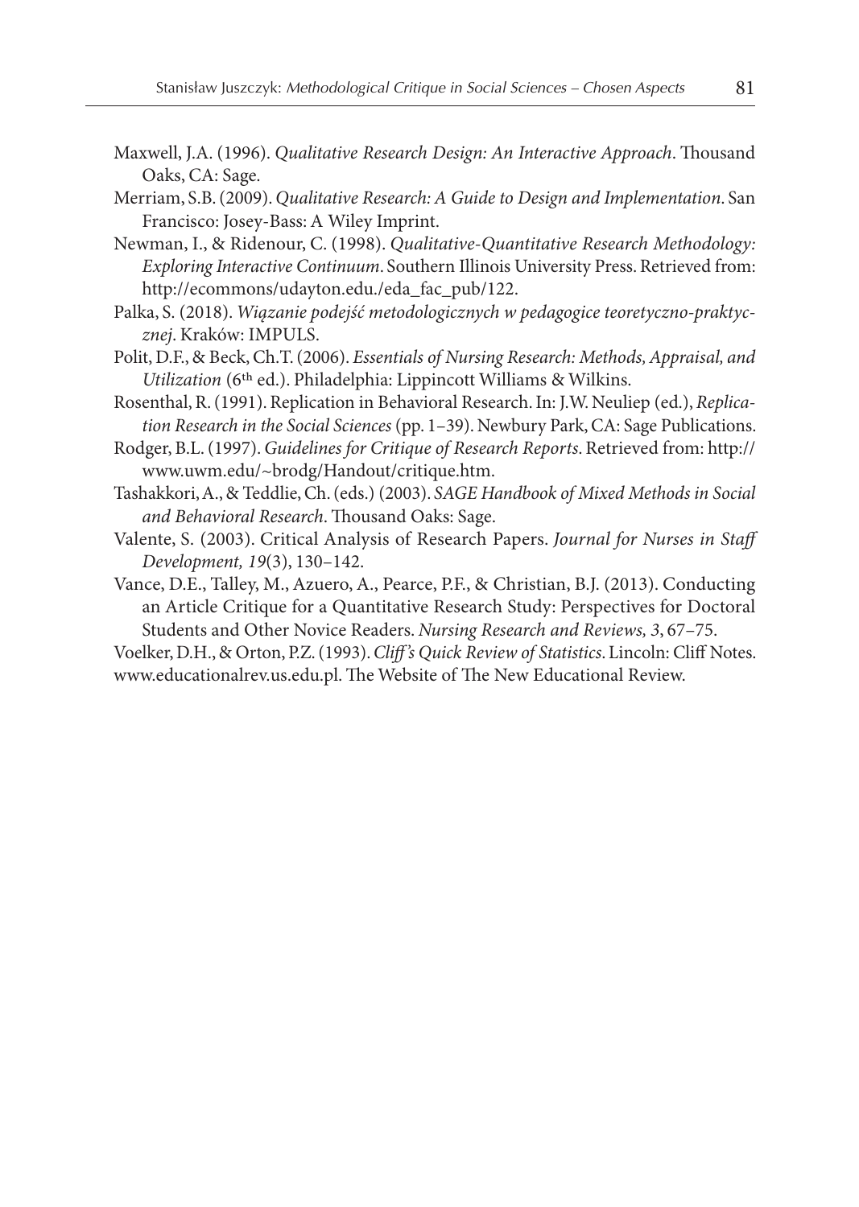Maxwell, J.A. (1996). *Qualitative Research Design: An Interactive Approach*. Thousand Oaks, CA: Sage.

Merriam, S.B. (2009). *Qualitative Research: A Guide to Design and Implementation*. San Francisco: Josey-Bass: A Wiley Imprint.

Newman, I., & Ridenour, C. (1998). *Qualitative-Quantitative Research Methodology: Exploring Interactive Continuum*. Southern Illinois University Press. Retrieved from: http://ecommons/udayton.edu./eda_fac_pub/122.

Palka, S. (2018). *Wiązanie podejść metodologicznych w pedagogice teoretyczno-praktycznej*. Kraków: IMPULS.

Polit, D.F., & Beck, Ch.T. (2006). *Essentials of Nursing Research: Methods, Appraisal, and Utilization* (6th ed.). Philadelphia: Lippincott Williams & Wilkins.

Rosenthal, R. (1991). Replication in Behavioral Research. In: J.W. Neuliep (ed.), *Replication Research in the Social Sciences* (pp. 1–39). Newbury Park, CA: Sage Publications.

Rodger, B.L. (1997). *Guidelines for Critique of Research Reports*. Retrieved from: http://www.uwm.edu/~brodg/Handout/critique.htm.

Tashakkori, A., & Teddlie, Ch. (eds.) (2003). *SAGE Handbook of Mixed Methods in Social and Behavioral Research*. Thousand Oaks: Sage.

Valente, S. (2003). Critical Analysis of Research Papers. *Journal for Nurses in Staff Development, 19*(3), 130–142.

Vance, D.E., Talley, M., Azuero, A., Pearce, P.F., & Christian, B.J. (2013). Conducting an Article Critique for a Quantitative Research Study: Perspectives for Doctoral Students and Other Novice Readers. *Nursing Research and Reviews, 3*, 67–75.

Voelker, D.H., & Orton, P.Z. (1993). *Cliff's Quick Review of Statistics*. Lincoln: Cliff Notes.

www.educationalrev.us.edu.pl. The Website of The New Educational Review.